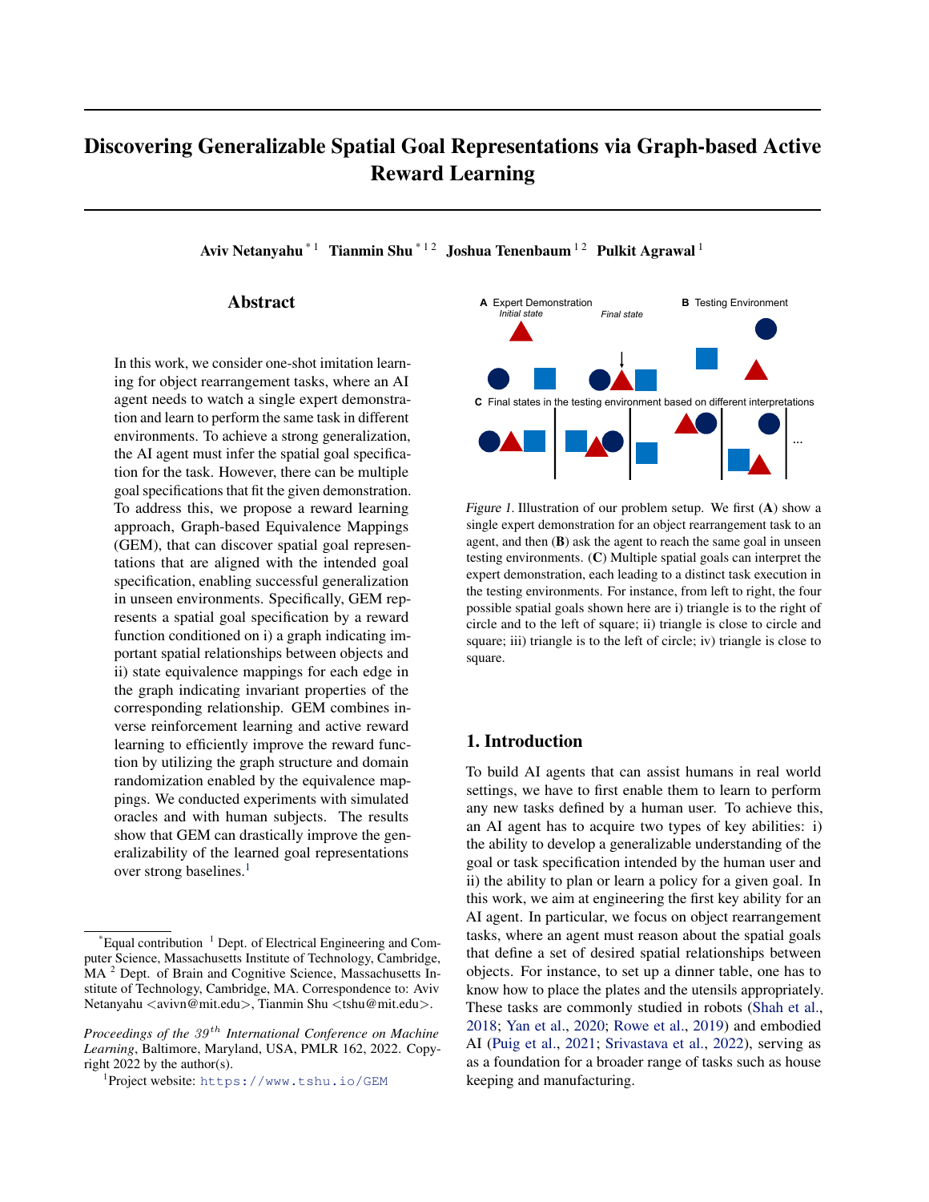# Discovering Generalizable Spatial Goal Representations via Graph-based Active Reward Learning

**Aviv Netanyahu** [*1] **Tianmin Shu** [*1 2] **Joshua Tenenbaum** [1 2] **Pulkit Agrawal** [1]

## Abstract

In this work, we consider one-shot imitation learning for object rearrangement tasks, where an AI agent needs to watch a single expert demonstration and learn to perform the same task in different environments. To achieve a strong generalization, the AI agent must infer the spatial goal specification for the task. However, there can be multiple goal specifications that fit the given demonstration. To address this, we propose a reward learning approach, Graph-based Equivalence Mappings (GEM), that can discover spatial goal representations that are aligned with the intended goal specification, enabling successful generalization in unseen environments. Specifically, GEM represents a spatial goal specification by a reward function conditioned on i) a graph indicating important spatial relationships between objects and ii) state equivalence mappings for each edge in the graph indicating invariant properties of the corresponding relationship. GEM combines inverse reinforcement learning and active reward learning to efficiently improve the reward function by utilizing the graph structure and domain randomization enabled by the equivalence mappings. We conducted experiments with simulated oracles and with human subjects. The results show that GEM can drastically improve the generalizability of the learned goal representations over strong baselines.[1]

*Figure 1.* Illustration of our problem setup. We first (**A**) show a single expert demonstration for an object rearrangement task to an agent, and then (**B**) ask the agent to reach the same goal in unseen testing environments. (**C**) Multiple spatial goals can interpret the expert demonstration, each leading to a distinct task execution in the testing environments. For instance, from left to right, the four possible spatial goals shown here are i) triangle is to the right of circle and to the left of square; ii) triangle is close to circle and square; iii) triangle is to the left of circle; iv) triangle is close to square.

## 1. Introduction

To build AI agents that can assist humans in real world settings, we have to first enable them to learn to perform any new tasks defined by a human user. To achieve this, an AI agent has to acquire two types of key abilities: i) the ability to develop a generalizable understanding of the goal or task specification intended by the human user and ii) the ability to plan or learn a policy for a given goal. In this work, we aim at engineering the first key ability for an AI agent. In particular, we focus on object rearrangement tasks, where an agent must reason about the spatial goals that define a set of desired spatial relationships between objects. For instance, to set up a dinner table, one has to know how to place the plates and the utensils appropriately. These tasks are commonly studied in robots (Shah et al., 2018; Yan et al., 2020; Rowe et al., 2019) and embodied AI (Puig et al., 2021; Srivastava et al., 2022), serving as as a foundation for a broader range of tasks such as house keeping and manufacturing.

---

*Equal contribution [1] Dept. of Electrical Engineering and Computer Science, Massachusetts Institute of Technology, Cambridge, MA [2] Dept. of Brain and Cognitive Science, Massachusetts Institute of Technology, Cambridge, MA. Correspondence to: Aviv Netanyahu <avivn@mit.edu>, Tianmin Shu <tshu@mit.edu>.

*Proceedings of the 39th International Conference on Machine Learning*, Baltimore, Maryland, USA, PMLR 162, 2022. Copyright 2022 by the author(s).

[1] Project website: https://www.tshu.io/GEM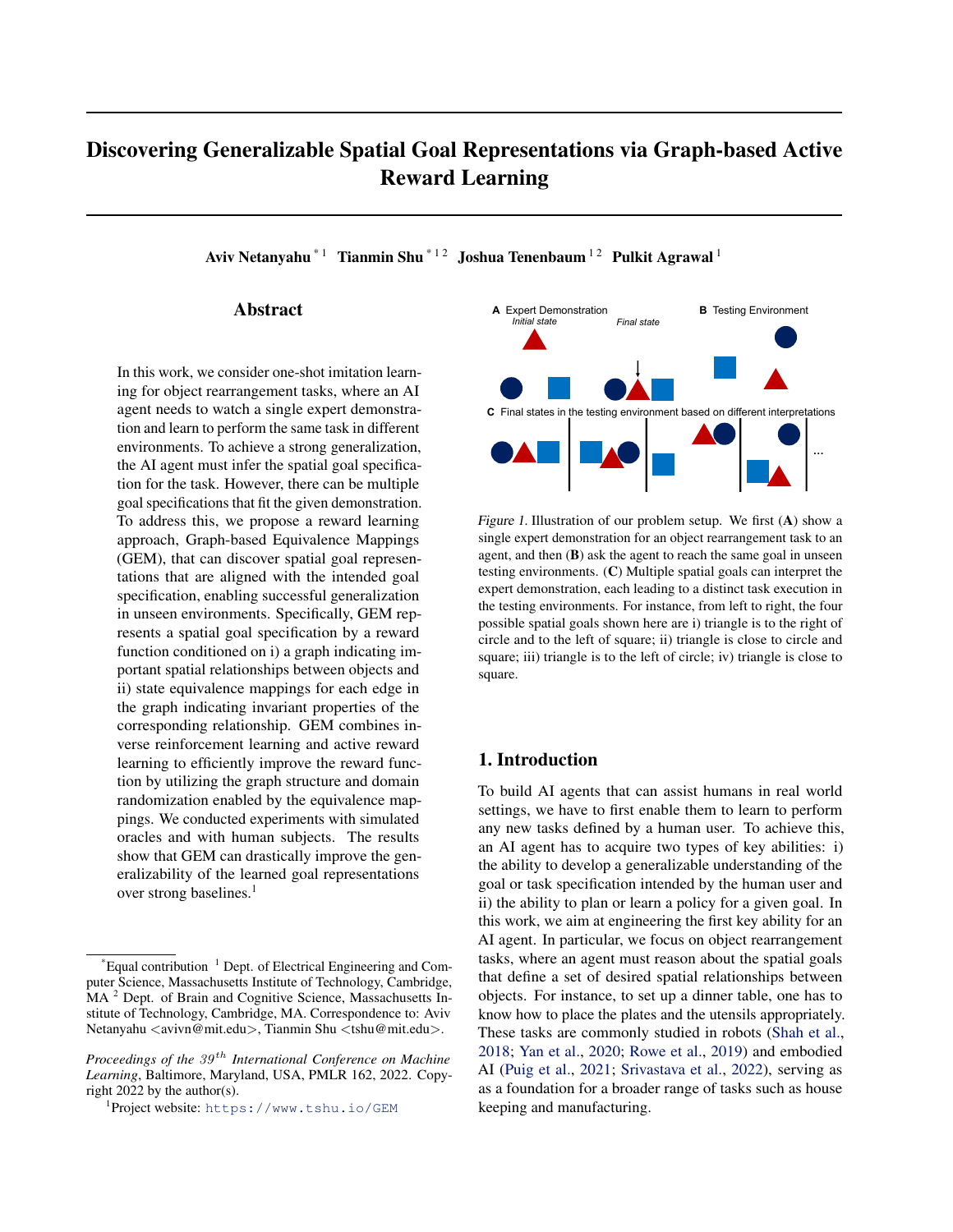# Discovering Generalizable Spatial Goal Representations via Graph-based Active Reward Learning

**Aviv Netanyahu** [*1] **Tianmin Shu** [*1 2] **Joshua Tenenbaum** [1 2] **Pulkit Agrawal** [1]

## Abstract

In this work, we consider one-shot imitation learning for object rearrangement tasks, where an AI agent needs to watch a single expert demonstration and learn to perform the same task in different environments. To achieve a strong generalization, the AI agent must infer the spatial goal specification for the task. However, there can be multiple goal specifications that fit the given demonstration. To address this, we propose a reward learning approach, Graph-based Equivalence Mappings (GEM), that can discover spatial goal representations that are aligned with the intended goal specification, enabling successful generalization in unseen environments. Specifically, GEM represents a spatial goal specification by a reward function conditioned on i) a graph indicating important spatial relationships between objects and ii) state equivalence mappings for each edge in the graph indicating invariant properties of the corresponding relationship. GEM combines inverse reinforcement learning and active reward learning to efficiently improve the reward function by utilizing the graph structure and domain randomization enabled by the equivalence mappings. We conducted experiments with simulated oracles and with human subjects. The results show that GEM can drastically improve the generalizability of the learned goal representations over strong baselines.[1]

A Expert Demonstration — *Initial state* — *Final state*; B Testing Environment; C Final states in the testing environment based on different interpretations

*Figure 1.* Illustration of our problem setup. We first (**A**) show a single expert demonstration for an object rearrangement task to an agent, and then (**B**) ask the agent to reach the same goal in unseen testing environments. (**C**) Multiple spatial goals can interpret the expert demonstration, each leading to a distinct task execution in the testing environments. For instance, from left to right, the four possible spatial goals shown here are i) triangle is to the right of circle and to the left of square; ii) triangle is close to circle and square; iii) triangle is to the left of circle; iv) triangle is close to square.

## 1. Introduction

To build AI agents that can assist humans in real world settings, we have to first enable them to learn to perform any new tasks defined by a human user. To achieve this, an AI agent has to acquire two types of key abilities: i) the ability to develop a generalizable understanding of the goal or task specification intended by the human user and ii) the ability to plan or learn a policy for a given goal. In this work, we aim at engineering the first key ability for an AI agent. In particular, we focus on object rearrangement tasks, where an agent must reason about the spatial goals that define a set of desired spatial relationships between objects. For instance, to set up a dinner table, one has to know how to place the plates and the utensils appropriately. These tasks are commonly studied in robots (Shah et al., 2018; Yan et al., 2020; Rowe et al., 2019) and embodied AI (Puig et al., 2021; Srivastava et al., 2022), serving as as a foundation for a broader range of tasks such as house keeping and manufacturing.

---

[*]Equal contribution [1] Dept. of Electrical Engineering and Computer Science, Massachusetts Institute of Technology, Cambridge, MA [2] Dept. of Brain and Cognitive Science, Massachusetts Institute of Technology, Cambridge, MA. Correspondence to: Aviv Netanyahu <avivn@mit.edu>, Tianmin Shu <tshu@mit.edu>.

*Proceedings of the 39th International Conference on Machine Learning*, Baltimore, Maryland, USA, PMLR 162, 2022. Copyright 2022 by the author(s).

[1]Project website: https://www.tshu.io/GEM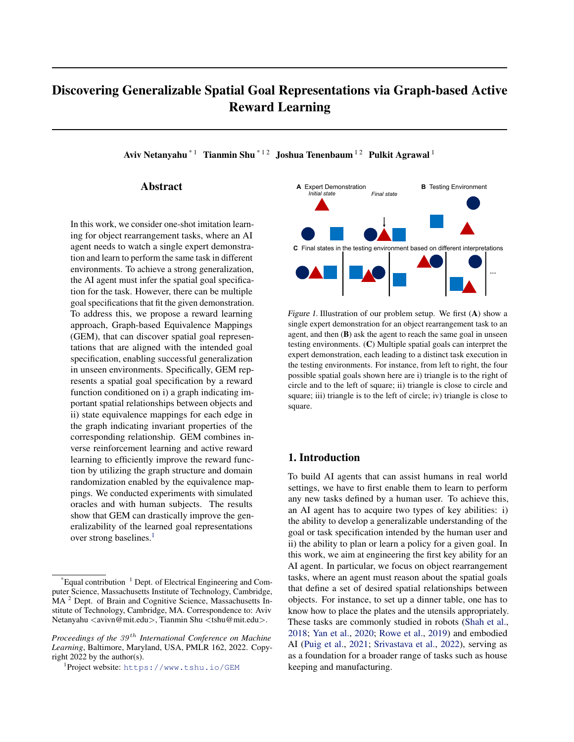# Discovering Generalizable Spatial Goal Representations via Graph-based Active Reward Learning

**Aviv Netanyahu** [*1] **Tianmin Shu** [*1 2] **Joshua Tenenbaum** [1 2] **Pulkit Agrawal** [1]

## Abstract

In this work, we consider one-shot imitation learning for object rearrangement tasks, where an AI agent needs to watch a single expert demonstration and learn to perform the same task in different environments. To achieve a strong generalization, the AI agent must infer the spatial goal specification for the task. However, there can be multiple goal specifications that fit the given demonstration. To address this, we propose a reward learning approach, Graph-based Equivalence Mappings (GEM), that can discover spatial goal representations that are aligned with the intended goal specification, enabling successful generalization in unseen environments. Specifically, GEM represents a spatial goal specification by a reward function conditioned on i) a graph indicating important spatial relationships between objects and ii) state equivalence mappings for each edge in the graph indicating invariant properties of the corresponding relationship. GEM combines inverse reinforcement learning and active reward learning to efficiently improve the reward function by utilizing the graph structure and domain randomization enabled by the equivalence mappings. We conducted experiments with simulated oracles and with human subjects. The results show that GEM can drastically improve the generalizability of the learned goal representations over strong baselines.[1]

A Expert Demonstration *Initial state* *Final state* B Testing Environment C Final states in the testing environment based on different interpretations

*Figure 1.* Illustration of our problem setup. We first (**A**) show a single expert demonstration for an object rearrangement task to an agent, and then (**B**) ask the agent to reach the same goal in unseen testing environments. (**C**) Multiple spatial goals can interpret the expert demonstration, each leading to a distinct task execution in the testing environments. For instance, from left to right, the four possible spatial goals shown here are i) triangle is to the right of circle and to the left of square; ii) triangle is close to circle and square; iii) triangle is to the left of circle; iv) triangle is close to square.

## 1. Introduction

To build AI agents that can assist humans in real world settings, we have to first enable them to learn to perform any new tasks defined by a human user. To achieve this, an AI agent has to acquire two types of key abilities: i) the ability to develop a generalizable understanding of the goal or task specification intended by the human user and ii) the ability to plan or learn a policy for a given goal. In this work, we aim at engineering the first key ability for an AI agent. In particular, we focus on object rearrangement tasks, where an agent must reason about the spatial goals that define a set of desired spatial relationships between objects. For instance, to set up a dinner table, one has to know how to place the plates and the utensils appropriately. These tasks are commonly studied in robots (Shah et al., 2018; Yan et al., 2020; Rowe et al., 2019) and embodied AI (Puig et al., 2021; Srivastava et al., 2022), serving as as a foundation for a broader range of tasks such as house keeping and manufacturing.

---

[*]Equal contribution [1] Dept. of Electrical Engineering and Computer Science, Massachusetts Institute of Technology, Cambridge, MA [2] Dept. of Brain and Cognitive Science, Massachusetts Institute of Technology, Cambridge, MA. Correspondence to: Aviv Netanyahu <avivn@mit.edu>, Tianmin Shu <tshu@mit.edu>.

*Proceedings of the 39[th] International Conference on Machine Learning*, Baltimore, Maryland, USA, PMLR 162, 2022. Copyright 2022 by the author(s).

[1]Project website: https://www.tshu.io/GEM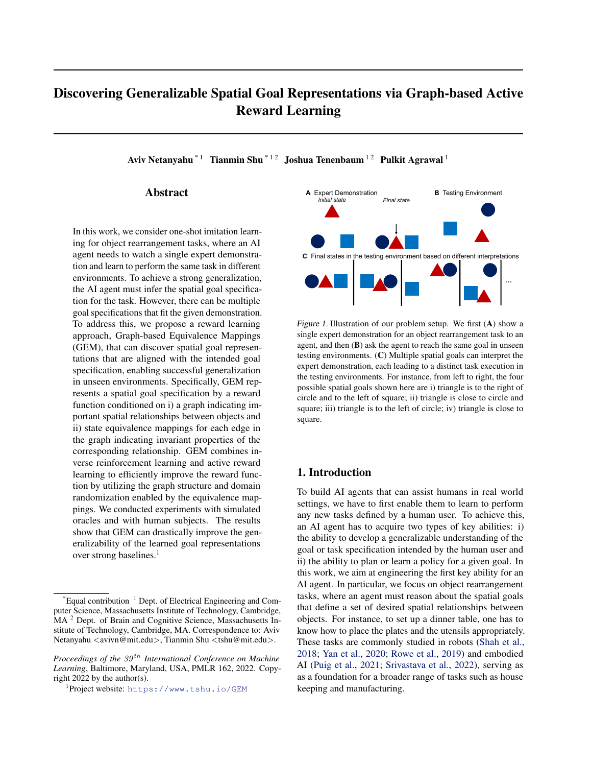# Discovering Generalizable Spatial Goal Representations via Graph-based Active Reward Learning

**Aviv Netanyahu** [*1] **Tianmin Shu** [*1 2] **Joshua Tenenbaum** [1 2] **Pulkit Agrawal** [1]

## Abstract

In this work, we consider one-shot imitation learning for object rearrangement tasks, where an AI agent needs to watch a single expert demonstration and learn to perform the same task in different environments. To achieve a strong generalization, the AI agent must infer the spatial goal specification for the task. However, there can be multiple goal specifications that fit the given demonstration. To address this, we propose a reward learning approach, Graph-based Equivalence Mappings (GEM), that can discover spatial goal representations that are aligned with the intended goal specification, enabling successful generalization in unseen environments. Specifically, GEM represents a spatial goal specification by a reward function conditioned on i) a graph indicating important spatial relationships between objects and ii) state equivalence mappings for each edge in the graph indicating invariant properties of the corresponding relationship. GEM combines inverse reinforcement learning and active reward learning to efficiently improve the reward function by utilizing the graph structure and domain randomization enabled by the equivalence mappings. We conducted experiments with simulated oracles and with human subjects. The results show that GEM can drastically improve the generalizability of the learned goal representations over strong baselines.[1]

*Figure 1.* Illustration of our problem setup. We first (**A**) show a single expert demonstration for an object rearrangement task to an agent, and then (**B**) ask the agent to reach the same goal in unseen testing environments. (**C**) Multiple spatial goals can interpret the expert demonstration, each leading to a distinct task execution in the testing environments. For instance, from left to right, the four possible spatial goals shown here are i) triangle is to the right of circle and to the left of square; ii) triangle is close to circle and square; iii) triangle is to the left of circle; iv) triangle is close to square.

## 1. Introduction

To build AI agents that can assist humans in real world settings, we have to first enable them to learn to perform any new tasks defined by a human user. To achieve this, an AI agent has to acquire two types of key abilities: i) the ability to develop a generalizable understanding of the goal or task specification intended by the human user and ii) the ability to plan or learn a policy for a given goal. In this work, we aim at engineering the first key ability for an AI agent. In particular, we focus on object rearrangement tasks, where an agent must reason about the spatial goals that define a set of desired spatial relationships between objects. For instance, to set up a dinner table, one has to know how to place the plates and the utensils appropriately. These tasks are commonly studied in robots (Shah et al., 2018; Yan et al., 2020; Rowe et al., 2019) and embodied AI (Puig et al., 2021; Srivastava et al., 2022), serving as as a foundation for a broader range of tasks such as house keeping and manufacturing.

---

[*] Equal contribution [1] Dept. of Electrical Engineering and Computer Science, Massachusetts Institute of Technology, Cambridge, MA [2] Dept. of Brain and Cognitive Science, Massachusetts Institute of Technology, Cambridge, MA. Correspondence to: Aviv Netanyahu <avivn@mit.edu>, Tianmin Shu <tshu@mit.edu>.

*Proceedings of the 39th International Conference on Machine Learning*, Baltimore, Maryland, USA, PMLR 162, 2022. Copyright 2022 by the author(s).

[1] Project website: https://www.tshu.io/GEM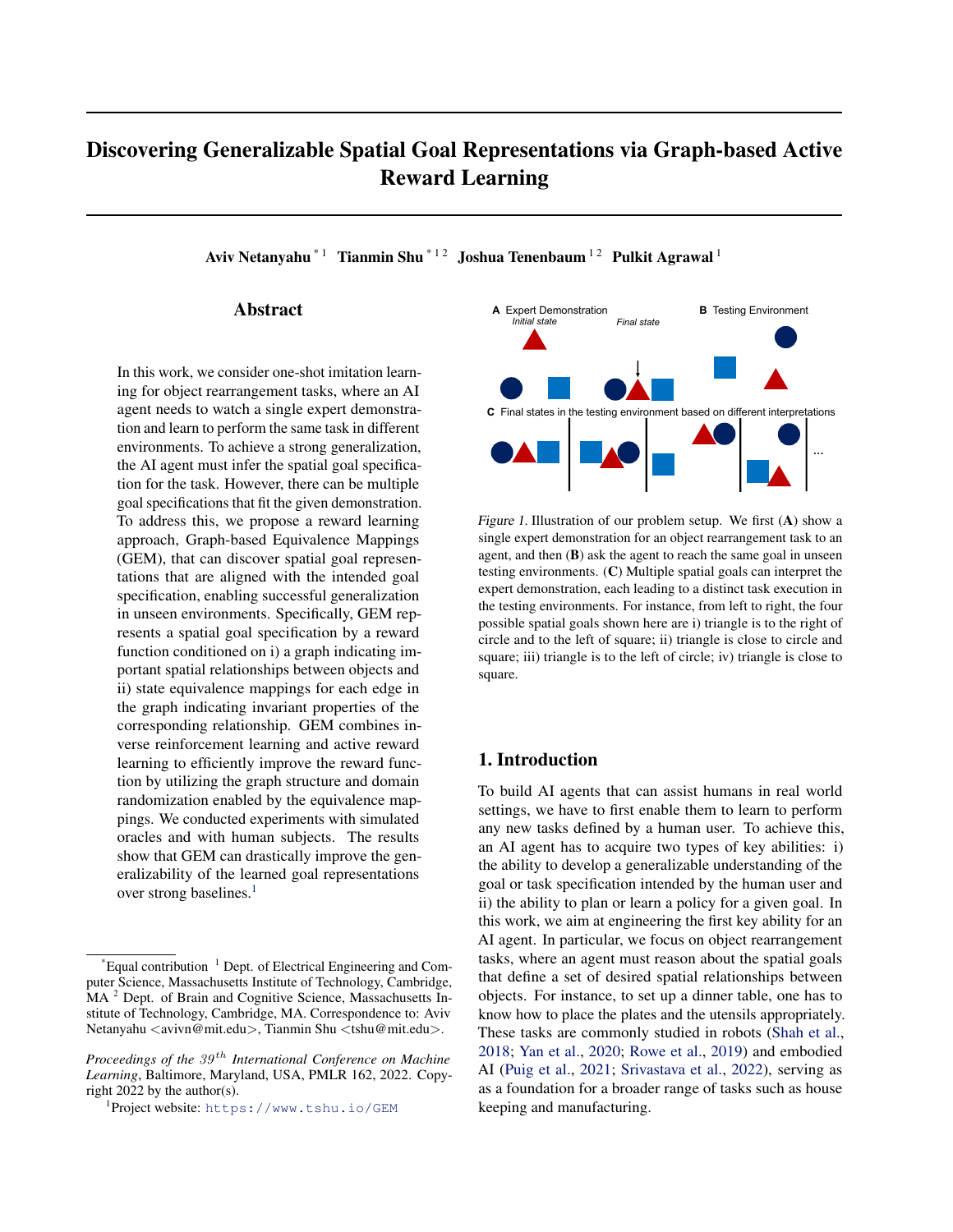# Discovering Generalizable Spatial Goal Representations via Graph-based Active Reward Learning

**Aviv Netanyahu** [*1] **Tianmin Shu** [*1 2] **Joshua Tenenbaum** [1 2] **Pulkit Agrawal** [1]

## Abstract

In this work, we consider one-shot imitation learning for object rearrangement tasks, where an AI agent needs to watch a single expert demonstration and learn to perform the same task in different environments. To achieve a strong generalization, the AI agent must infer the spatial goal specification for the task. However, there can be multiple goal specifications that fit the given demonstration. To address this, we propose a reward learning approach, Graph-based Equivalence Mappings (GEM), that can discover spatial goal representations that are aligned with the intended goal specification, enabling successful generalization in unseen environments. Specifically, GEM represents a spatial goal specification by a reward function conditioned on i) a graph indicating important spatial relationships between objects and ii) state equivalence mappings for each edge in the graph indicating invariant properties of the corresponding relationship. GEM combines inverse reinforcement learning and active reward learning to efficiently improve the reward function by utilizing the graph structure and domain randomization enabled by the equivalence mappings. We conducted experiments with simulated oracles and with human subjects. The results show that GEM can drastically improve the generalizability of the learned goal representations over strong baselines.[1]

**A** Expert Demonstration *Initial state* *Final state* **B** Testing Environment

**C** Final states in the testing environment based on different interpretations

*Figure 1.* Illustration of our problem setup. We first (**A**) show a single expert demonstration for an object rearrangement task to an agent, and then (**B**) ask the agent to reach the same goal in unseen testing environments. (**C**) Multiple spatial goals can interpret the expert demonstration, each leading to a distinct task execution in the testing environments. For instance, from left to right, the four possible spatial goals shown here are i) triangle is to the right of circle and to the left of square; ii) triangle is close to circle and square; iii) triangle is to the left of circle; iv) triangle is close to square.

## 1. Introduction

To build AI agents that can assist humans in real world settings, we have to first enable them to learn to perform any new tasks defined by a human user. To achieve this, an AI agent has to acquire two types of key abilities: i) the ability to develop a generalizable understanding of the goal or task specification intended by the human user and ii) the ability to plan or learn a policy for a given goal. In this work, we aim at engineering the first key ability for an AI agent. In particular, we focus on object rearrangement tasks, where an agent must reason about the spatial goals that define a set of desired spatial relationships between objects. For instance, to set up a dinner table, one has to know how to place the plates and the utensils appropriately. These tasks are commonly studied in robots (Shah et al., 2018; Yan et al., 2020; Rowe et al., 2019) and embodied AI (Puig et al., 2021; Srivastava et al., 2022), serving as as a foundation for a broader range of tasks such as house keeping and manufacturing.

---

[*]Equal contribution [1] Dept. of Electrical Engineering and Computer Science, Massachusetts Institute of Technology, Cambridge, MA [2] Dept. of Brain and Cognitive Science, Massachusetts Institute of Technology, Cambridge, MA. Correspondence to: Aviv Netanyahu <avivn@mit.edu>, Tianmin Shu <tshu@mit.edu>.

*Proceedings of the 39th International Conference on Machine Learning*, Baltimore, Maryland, USA, PMLR 162, 2022. Copyright 2022 by the author(s).

[1]Project website: https://www.tshu.io/GEM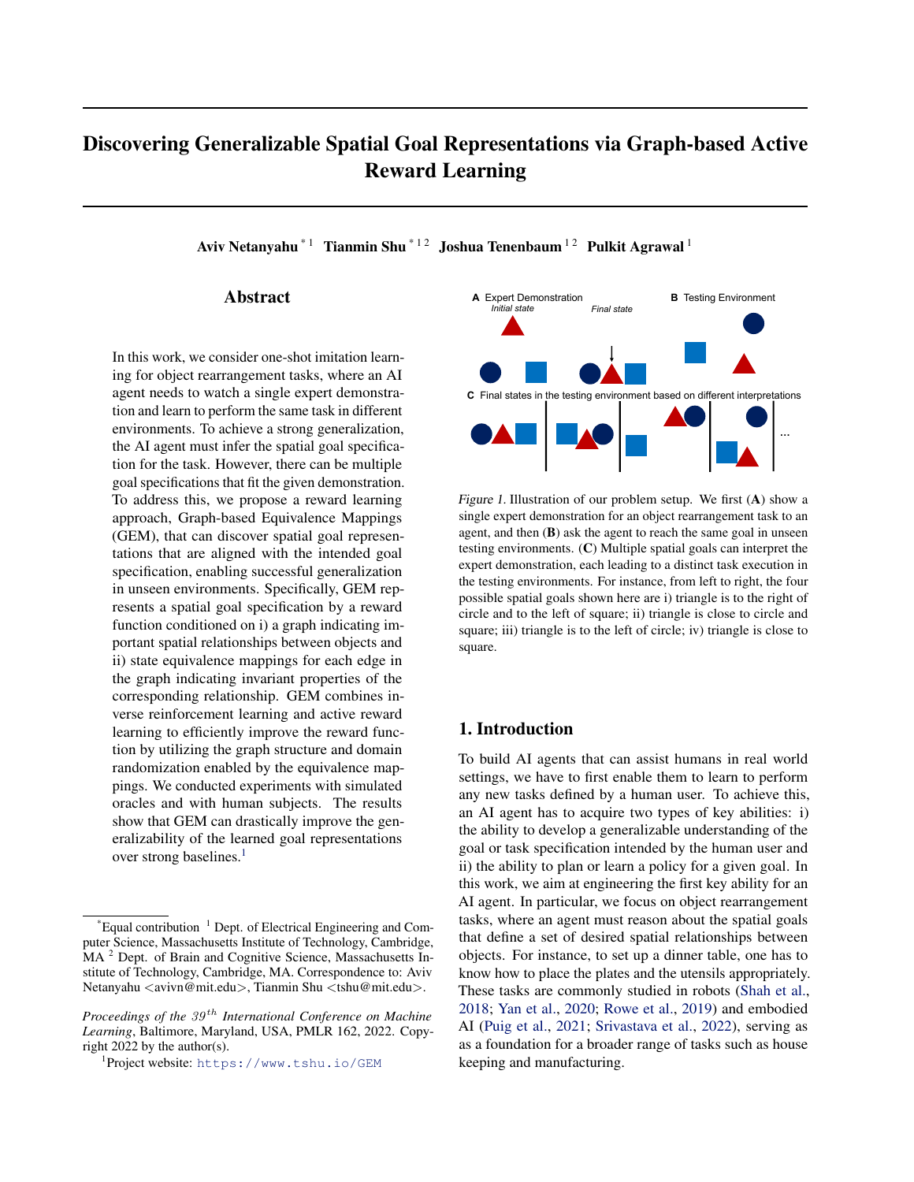# Discovering Generalizable Spatial Goal Representations via Graph-based Active Reward Learning

**Aviv Netanyahu** [* 1] **Tianmin Shu** [* 1 2] **Joshua Tenenbaum** [1 2] **Pulkit Agrawal** [1]

## Abstract

In this work, we consider one-shot imitation learning for object rearrangement tasks, where an AI agent needs to watch a single expert demonstration and learn to perform the same task in different environments. To achieve a strong generalization, the AI agent must infer the spatial goal specification for the task. However, there can be multiple goal specifications that fit the given demonstration. To address this, we propose a reward learning approach, Graph-based Equivalence Mappings (GEM), that can discover spatial goal representations that are aligned with the intended goal specification, enabling successful generalization in unseen environments. Specifically, GEM represents a spatial goal specification by a reward function conditioned on i) a graph indicating important spatial relationships between objects and ii) state equivalence mappings for each edge in the graph indicating invariant properties of the corresponding relationship. GEM combines inverse reinforcement learning and active reward learning to efficiently improve the reward function by utilizing the graph structure and domain randomization enabled by the equivalence mappings. We conducted experiments with simulated oracles and with human subjects. The results show that GEM can drastically improve the generalizability of the learned goal representations over strong baselines.[1]

A Expert Demonstration — *Initial state* — *Final state*

B Testing Environment

C Final states in the testing environment based on different interpretations

*Figure 1.* Illustration of our problem setup. We first (**A**) show a single expert demonstration for an object rearrangement task to an agent, and then (**B**) ask the agent to reach the same goal in unseen testing environments. (**C**) Multiple spatial goals can interpret the expert demonstration, each leading to a distinct task execution in the testing environments. For instance, from left to right, the four possible spatial goals shown here are i) triangle is to the right of circle and to the left of square; ii) triangle is close to circle and square; iii) triangle is to the left of circle; iv) triangle is close to square.

## 1. Introduction

To build AI agents that can assist humans in real world settings, we have to first enable them to learn to perform any new tasks defined by a human user. To achieve this, an AI agent has to acquire two types of key abilities: i) the ability to develop a generalizable understanding of the goal or task specification intended by the human user and ii) the ability to plan or learn a policy for a given goal. In this work, we aim at engineering the first key ability for an AI agent. In particular, we focus on object rearrangement tasks, where an agent must reason about the spatial goals that define a set of desired spatial relationships between objects. For instance, to set up a dinner table, one has to know how to place the plates and the utensils appropriately. These tasks are commonly studied in robots (Shah et al., 2018; Yan et al., 2020; Rowe et al., 2019) and embodied AI (Puig et al., 2021; Srivastava et al., 2022), serving as as a foundation for a broader range of tasks such as house keeping and manufacturing.

---

*Equal contribution [1] Dept. of Electrical Engineering and Computer Science, Massachusetts Institute of Technology, Cambridge, MA [2] Dept. of Brain and Cognitive Science, Massachusetts Institute of Technology, Cambridge, MA. Correspondence to: Aviv Netanyahu <avivn@mit.edu>, Tianmin Shu <tshu@mit.edu>.

*Proceedings of the 39th International Conference on Machine Learning*, Baltimore, Maryland, USA, PMLR 162, 2022. Copyright 2022 by the author(s).

[1] Project website: https://www.tshu.io/GEM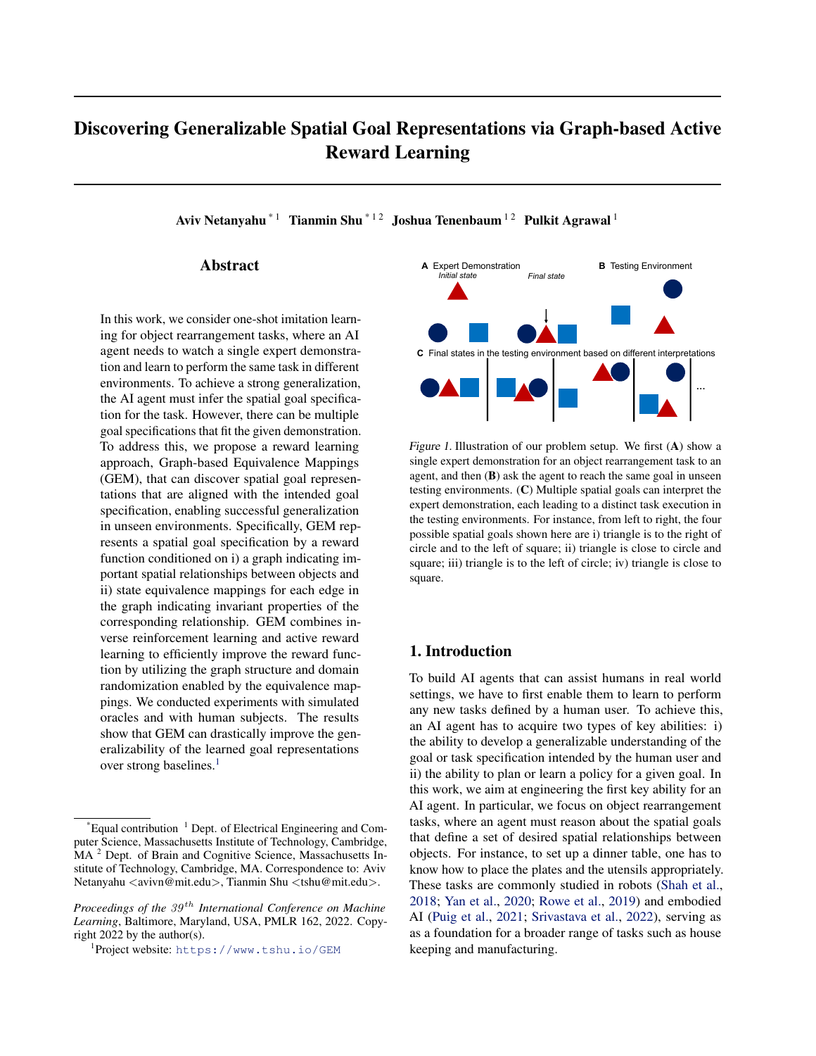# Discovering Generalizable Spatial Goal Representations via Graph-based Active Reward Learning

**Aviv Netanyahu** [* 1] **Tianmin Shu** [* 1 2] **Joshua Tenenbaum** [1 2] **Pulkit Agrawal** [1]

## Abstract

In this work, we consider one-shot imitation learning for object rearrangement tasks, where an AI agent needs to watch a single expert demonstration and learn to perform the same task in different environments. To achieve a strong generalization, the AI agent must infer the spatial goal specification for the task. However, there can be multiple goal specifications that fit the given demonstration. To address this, we propose a reward learning approach, Graph-based Equivalence Mappings (GEM), that can discover spatial goal representations that are aligned with the intended goal specification, enabling successful generalization in unseen environments. Specifically, GEM represents a spatial goal specification by a reward function conditioned on i) a graph indicating important spatial relationships between objects and ii) state equivalence mappings for each edge in the graph indicating invariant properties of the corresponding relationship. GEM combines inverse reinforcement learning and active reward learning to efficiently improve the reward function by utilizing the graph structure and domain randomization enabled by the equivalence mappings. We conducted experiments with simulated oracles and with human subjects. The results show that GEM can drastically improve the generalizability of the learned goal representations over strong baselines.[1]

**A** Expert Demonstration *Initial state* *Final state* **B** Testing Environment

**C** Final states in the testing environment based on different interpretations

*Figure 1.* Illustration of our problem setup. We first (**A**) show a single expert demonstration for an object rearrangement task to an agent, and then (**B**) ask the agent to reach the same goal in unseen testing environments. (**C**) Multiple spatial goals can interpret the expert demonstration, each leading to a distinct task execution in the testing environments. For instance, from left to right, the four possible spatial goals shown here are i) triangle is to the right of circle and to the left of square; ii) triangle is close to circle and square; iii) triangle is to the left of circle; iv) triangle is close to square.

## 1. Introduction

To build AI agents that can assist humans in real world settings, we have to first enable them to learn to perform any new tasks defined by a human user. To achieve this, an AI agent has to acquire two types of key abilities: i) the ability to develop a generalizable understanding of the goal or task specification intended by the human user and ii) the ability to plan or learn a policy for a given goal. In this work, we aim at engineering the first key ability for an AI agent. In particular, we focus on object rearrangement tasks, where an agent must reason about the spatial goals that define a set of desired spatial relationships between objects. For instance, to set up a dinner table, one has to know how to place the plates and the utensils appropriately. These tasks are commonly studied in robots (Shah et al., 2018; Yan et al., 2020; Rowe et al., 2019) and embodied AI (Puig et al., 2021; Srivastava et al., 2022), serving as as a foundation for a broader range of tasks such as house keeping and manufacturing.

---

[*]Equal contribution [1] Dept. of Electrical Engineering and Computer Science, Massachusetts Institute of Technology, Cambridge, MA [2] Dept. of Brain and Cognitive Science, Massachusetts Institute of Technology, Cambridge, MA. Correspondence to: Aviv Netanyahu <avivn@mit.edu>, Tianmin Shu <tshu@mit.edu>.

*Proceedings of the 39th International Conference on Machine Learning*, Baltimore, Maryland, USA, PMLR 162, 2022. Copyright 2022 by the author(s).

[1]Project website: https://www.tshu.io/GEM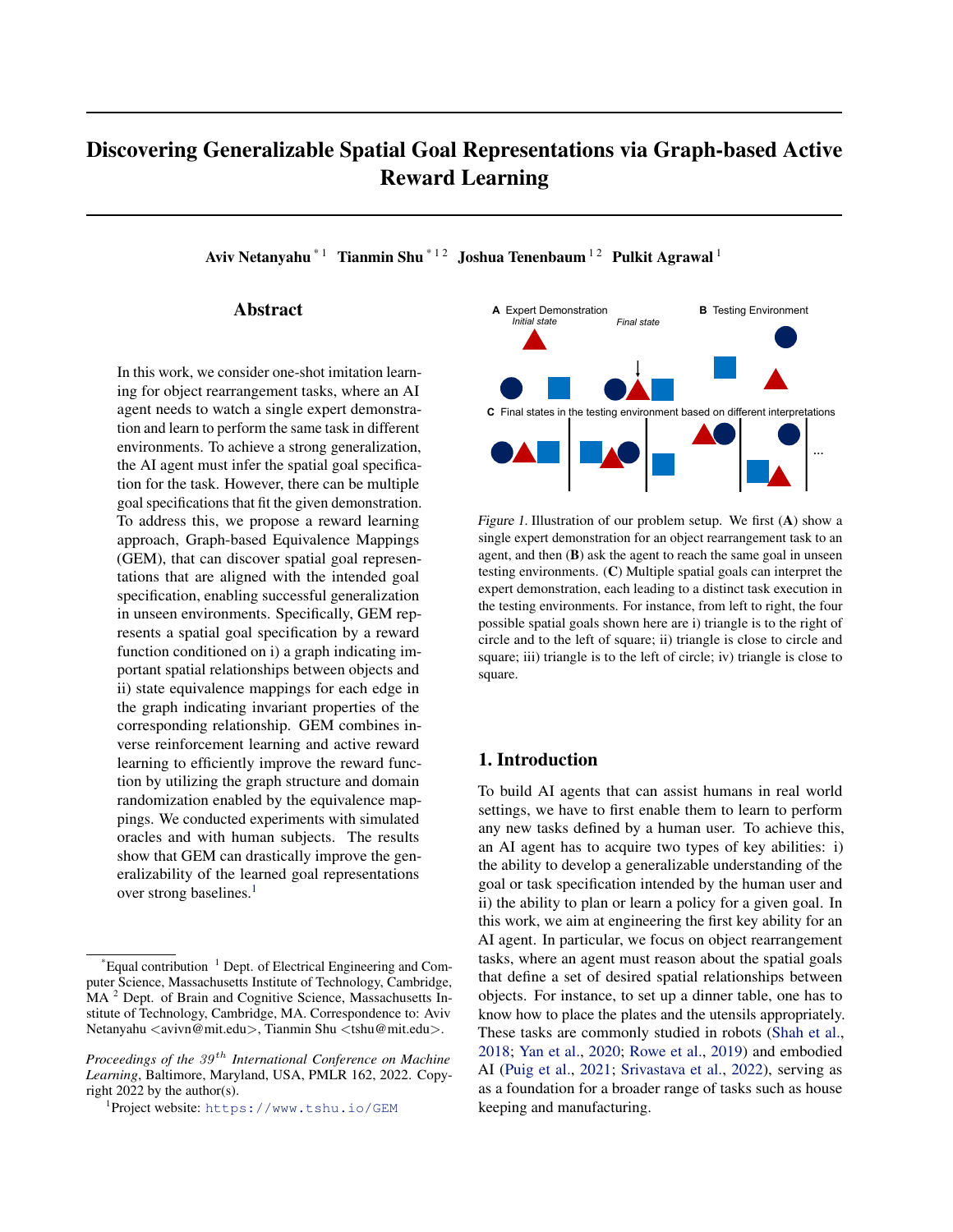# Discovering Generalizable Spatial Goal Representations via Graph-based Active Reward Learning

**Aviv Netanyahu** [*1] **Tianmin Shu** [*1 2] **Joshua Tenenbaum** [1 2] **Pulkit Agrawal** [1]

## Abstract

In this work, we consider one-shot imitation learning for object rearrangement tasks, where an AI agent needs to watch a single expert demonstration and learn to perform the same task in different environments. To achieve a strong generalization, the AI agent must infer the spatial goal specification for the task. However, there can be multiple goal specifications that fit the given demonstration. To address this, we propose a reward learning approach, Graph-based Equivalence Mappings (GEM), that can discover spatial goal representations that are aligned with the intended goal specification, enabling successful generalization in unseen environments. Specifically, GEM represents a spatial goal specification by a reward function conditioned on i) a graph indicating important spatial relationships between objects and ii) state equivalence mappings for each edge in the graph indicating invariant properties of the corresponding relationship. GEM combines inverse reinforcement learning and active reward learning to efficiently improve the reward function by utilizing the graph structure and domain randomization enabled by the equivalence mappings. We conducted experiments with simulated oracles and with human subjects. The results show that GEM can drastically improve the generalizability of the learned goal representations over strong baselines.[1]

[*]Equal contribution [1] Dept. of Electrical Engineering and Computer Science, Massachusetts Institute of Technology, Cambridge, MA [2] Dept. of Brain and Cognitive Science, Massachusetts Institute of Technology, Cambridge, MA. Correspondence to: Aviv Netanyahu <avivn@mit.edu>, Tianmin Shu <tshu@mit.edu>.

*Proceedings of the 39th International Conference on Machine Learning*, Baltimore, Maryland, USA, PMLR 162, 2022. Copyright 2022 by the author(s).

[1]Project website: https://www.tshu.io/GEM

**A** Expert Demonstration — *Initial state* — *Final state*

**B** Testing Environment

**C** Final states in the testing environment based on different interpretations

*Figure 1.* Illustration of our problem setup. We first (**A**) show a single expert demonstration for an object rearrangement task to an agent, and then (**B**) ask the agent to reach the same goal in unseen testing environments. (**C**) Multiple spatial goals can interpret the expert demonstration, each leading to a distinct task execution in the testing environments. For instance, from left to right, the four possible spatial goals shown here are i) triangle is to the right of circle and to the left of square; ii) triangle is close to circle and square; iii) triangle is to the left of circle; iv) triangle is close to square.

## 1. Introduction

To build AI agents that can assist humans in real world settings, we have to first enable them to learn to perform any new tasks defined by a human user. To achieve this, an AI agent has to acquire two types of key abilities: i) the ability to develop a generalizable understanding of the goal or task specification intended by the human user and ii) the ability to plan or learn a policy for a given goal. In this work, we aim at engineering the first key ability for an AI agent. In particular, we focus on object rearrangement tasks, where an agent must reason about the spatial goals that define a set of desired spatial relationships between objects. For instance, to set up a dinner table, one has to know how to place the plates and the utensils appropriately. These tasks are commonly studied in robots (Shah et al., 2018; Yan et al., 2020; Rowe et al., 2019) and embodied AI (Puig et al., 2021; Srivastava et al., 2022), serving as as a foundation for a broader range of tasks such as house keeping and manufacturing.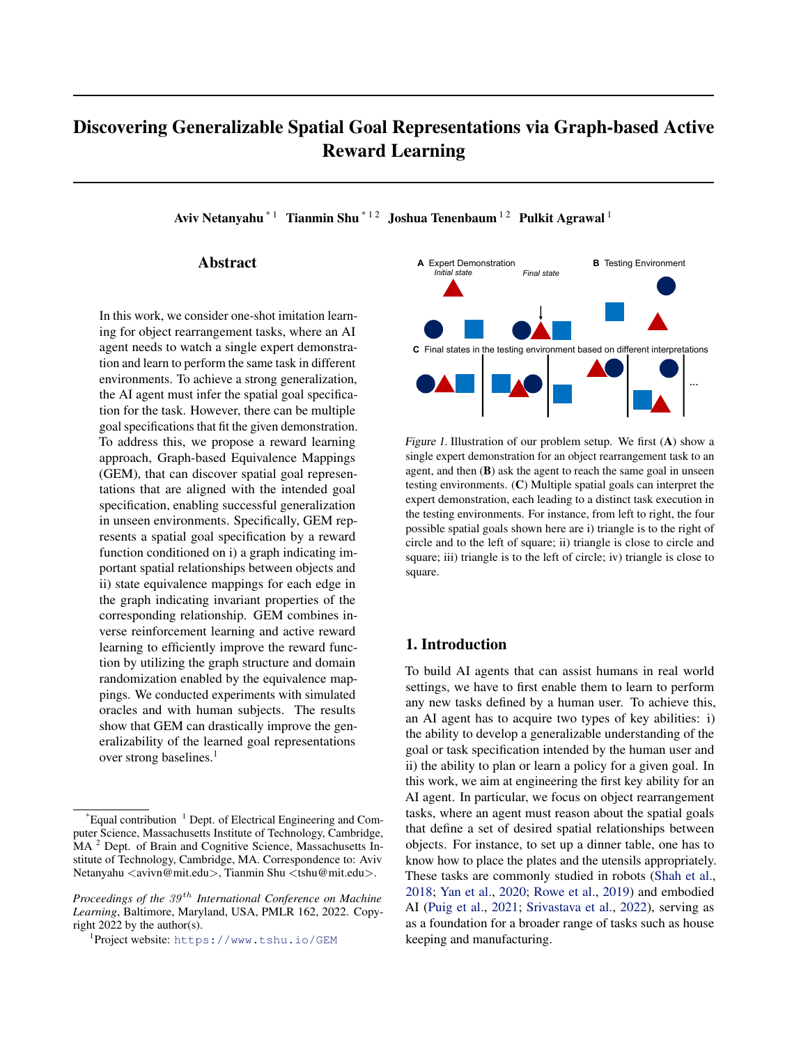# Discovering Generalizable Spatial Goal Representations via Graph-based Active Reward Learning

**Aviv Netanyahu** [*1] **Tianmin Shu** [*1 2] **Joshua Tenenbaum** [1 2] **Pulkit Agrawal** [1]

## Abstract

In this work, we consider one-shot imitation learning for object rearrangement tasks, where an AI agent needs to watch a single expert demonstration and learn to perform the same task in different environments. To achieve a strong generalization, the AI agent must infer the spatial goal specification for the task. However, there can be multiple goal specifications that fit the given demonstration. To address this, we propose a reward learning approach, Graph-based Equivalence Mappings (GEM), that can discover spatial goal representations that are aligned with the intended goal specification, enabling successful generalization in unseen environments. Specifically, GEM represents a spatial goal specification by a reward function conditioned on i) a graph indicating important spatial relationships between objects and ii) state equivalence mappings for each edge in the graph indicating invariant properties of the corresponding relationship. GEM combines inverse reinforcement learning and active reward learning to efficiently improve the reward function by utilizing the graph structure and domain randomization enabled by the equivalence mappings. We conducted experiments with simulated oracles and with human subjects. The results show that GEM can drastically improve the generalizability of the learned goal representations over strong baselines.[1]

Figure 1. Illustration of our problem setup. We first (**A**) show a single expert demonstration for an object rearrangement task to an agent, and then (**B**) ask the agent to reach the same goal in unseen testing environments. (**C**) Multiple spatial goals can interpret the expert demonstration, each leading to a distinct task execution in the testing environments. For instance, from left to right, the four possible spatial goals shown here are i) triangle is to the right of circle and to the left of square; ii) triangle is close to circle and square; iii) triangle is to the left of circle; iv) triangle is close to square.

## 1. Introduction

To build AI agents that can assist humans in real world settings, we have to first enable them to learn to perform any new tasks defined by a human user. To achieve this, an AI agent has to acquire two types of key abilities: i) the ability to develop a generalizable understanding of the goal or task specification intended by the human user and ii) the ability to plan or learn a policy for a given goal. In this work, we aim at engineering the first key ability for an AI agent. In particular, we focus on object rearrangement tasks, where an agent must reason about the spatial goals that define a set of desired spatial relationships between objects. For instance, to set up a dinner table, one has to know how to place the plates and the utensils appropriately. These tasks are commonly studied in robots (Shah et al., 2018; Yan et al., 2020; Rowe et al., 2019) and embodied AI (Puig et al., 2021; Srivastava et al., 2022), serving as as a foundation for a broader range of tasks such as house keeping and manufacturing.

---

*Equal contribution [1] Dept. of Electrical Engineering and Computer Science, Massachusetts Institute of Technology, Cambridge, MA [2] Dept. of Brain and Cognitive Science, Massachusetts Institute of Technology, Cambridge, MA. Correspondence to: Aviv Netanyahu <avivn@mit.edu>, Tianmin Shu <tshu@mit.edu>.

*Proceedings of the 39th International Conference on Machine Learning*, Baltimore, Maryland, USA, PMLR 162, 2022. Copyright 2022 by the author(s).

[1] Project website: https://www.tshu.io/GEM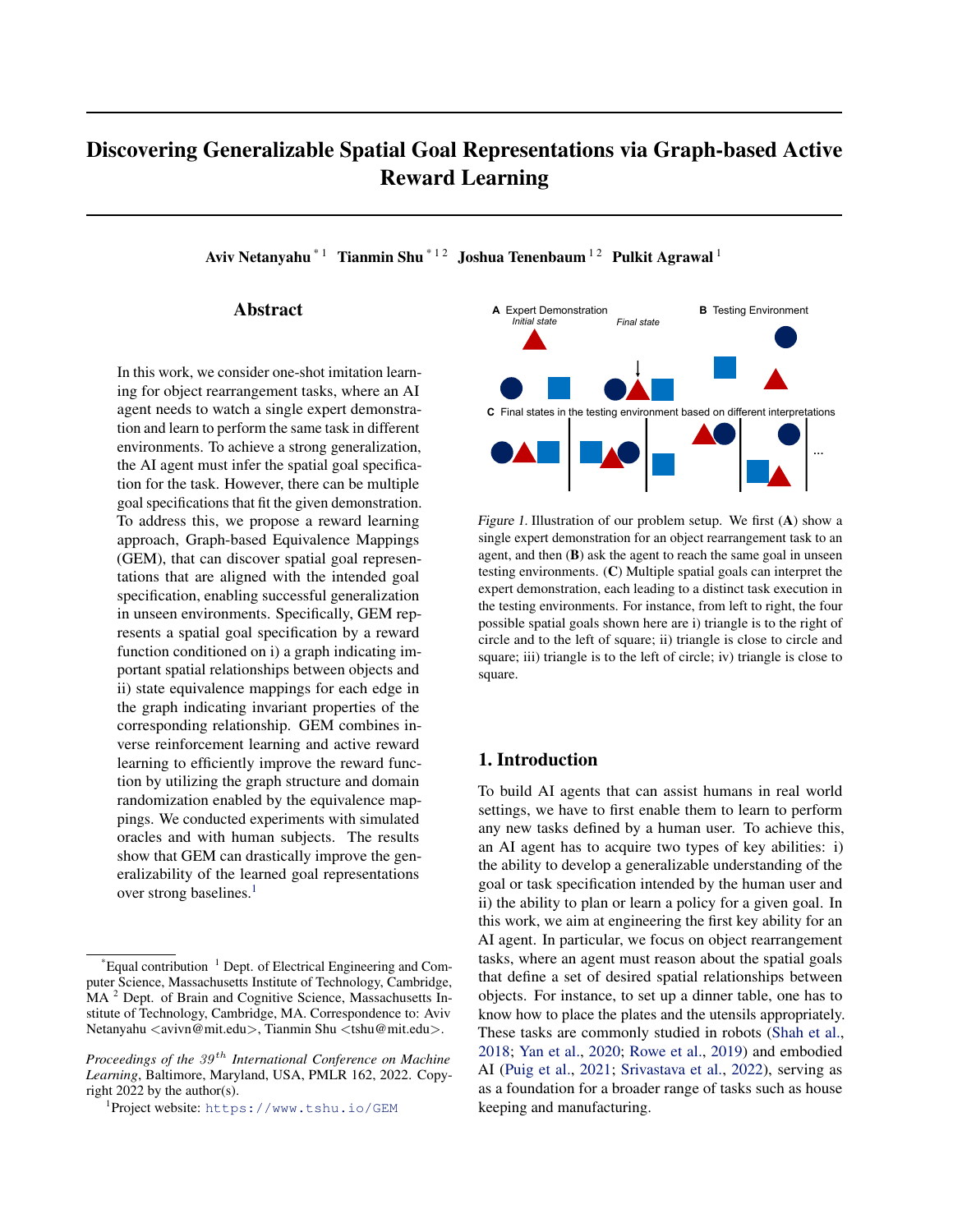# Discovering Generalizable Spatial Goal Representations via Graph-based Active Reward Learning

**Aviv Netanyahu** [*1] **Tianmin Shu** [*1 2] **Joshua Tenenbaum** [1 2] **Pulkit Agrawal** [1]

## Abstract

In this work, we consider one-shot imitation learning for object rearrangement tasks, where an AI agent needs to watch a single expert demonstration and learn to perform the same task in different environments. To achieve a strong generalization, the AI agent must infer the spatial goal specification for the task. However, there can be multiple goal specifications that fit the given demonstration. To address this, we propose a reward learning approach, Graph-based Equivalence Mappings (GEM), that can discover spatial goal representations that are aligned with the intended goal specification, enabling successful generalization in unseen environments. Specifically, GEM represents a spatial goal specification by a reward function conditioned on i) a graph indicating important spatial relationships between objects and ii) state equivalence mappings for each edge in the graph indicating invariant properties of the corresponding relationship. GEM combines inverse reinforcement learning and active reward learning to efficiently improve the reward function by utilizing the graph structure and domain randomization enabled by the equivalence mappings. We conducted experiments with simulated oracles and with human subjects. The results show that GEM can drastically improve the generalizability of the learned goal representations over strong baselines.[1]

A Expert Demonstration — *Initial state* — *Final state*

B Testing Environment

C Final states in the testing environment based on different interpretations

*Figure 1.* Illustration of our problem setup. We first (**A**) show a single expert demonstration for an object rearrangement task to an agent, and then (**B**) ask the agent to reach the same goal in unseen testing environments. (**C**) Multiple spatial goals can interpret the expert demonstration, each leading to a distinct task execution in the testing environments. For instance, from left to right, the four possible spatial goals shown here are i) triangle is to the right of circle and to the left of square; ii) triangle is close to circle and square; iii) triangle is to the left of circle; iv) triangle is close to square.

## 1. Introduction

To build AI agents that can assist humans in real world settings, we have to first enable them to learn to perform any new tasks defined by a human user. To achieve this, an AI agent has to acquire two types of key abilities: i) the ability to develop a generalizable understanding of the goal or task specification intended by the human user and ii) the ability to plan or learn a policy for a given goal. In this work, we aim at engineering the first key ability for an AI agent. In particular, we focus on object rearrangement tasks, where an agent must reason about the spatial goals that define a set of desired spatial relationships between objects. For instance, to set up a dinner table, one has to know how to place the plates and the utensils appropriately. These tasks are commonly studied in robots (Shah et al., 2018; Yan et al., 2020; Rowe et al., 2019) and embodied AI (Puig et al., 2021; Srivastava et al., 2022), serving as as a foundation for a broader range of tasks such as house keeping and manufacturing.

---

*Equal contribution [1] Dept. of Electrical Engineering and Computer Science, Massachusetts Institute of Technology, Cambridge, MA [2] Dept. of Brain and Cognitive Science, Massachusetts Institute of Technology, Cambridge, MA. Correspondence to: Aviv Netanyahu <avivn@mit.edu>, Tianmin Shu <tshu@mit.edu>.

*Proceedings of the 39th International Conference on Machine Learning*, Baltimore, Maryland, USA, PMLR 162, 2022. Copyright 2022 by the author(s).

[1] Project website: https://www.tshu.io/GEM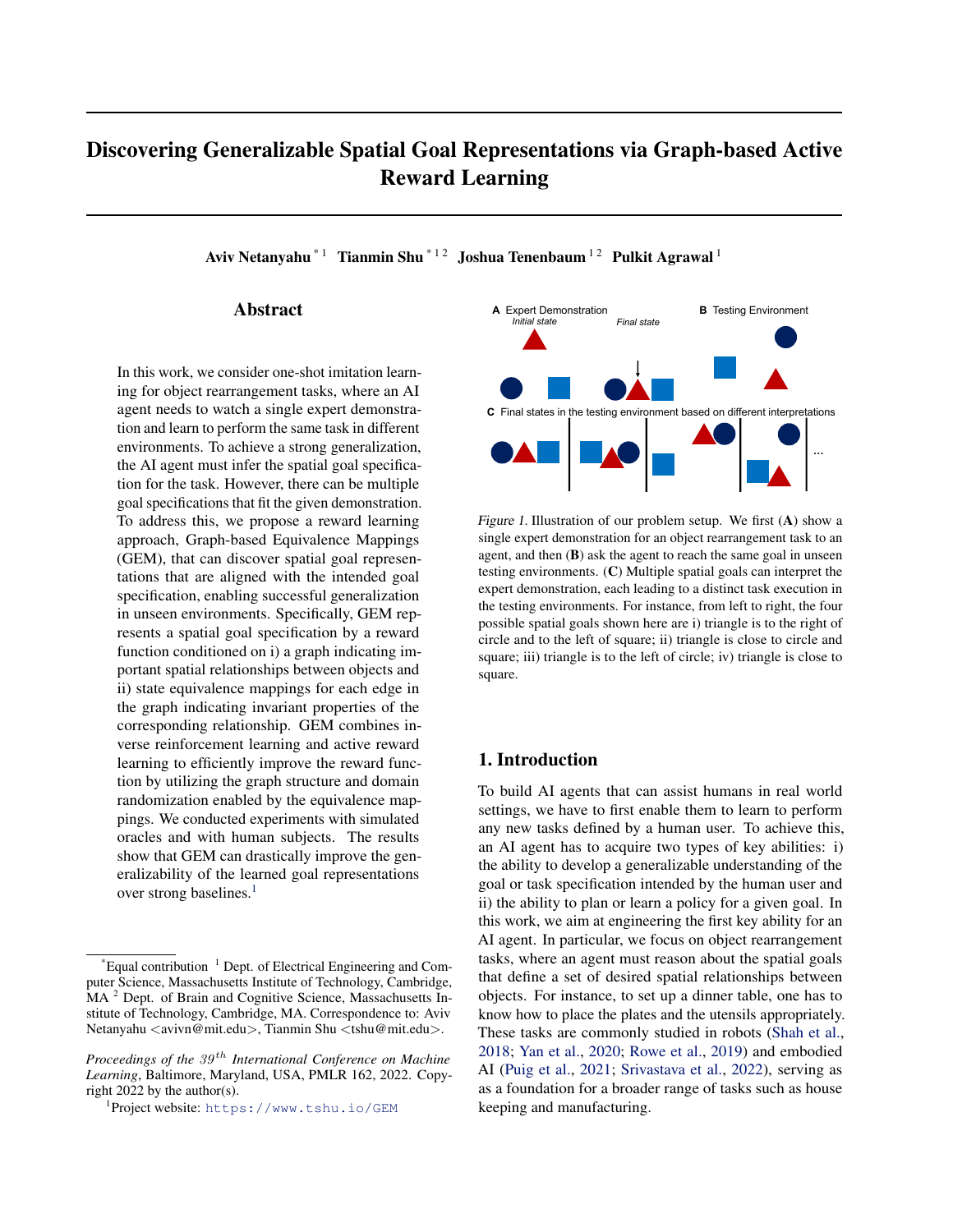# Discovering Generalizable Spatial Goal Representations via Graph-based Active Reward Learning

**Aviv Netanyahu** [*1] **Tianmin Shu** [*1 2] **Joshua Tenenbaum** [1 2] **Pulkit Agrawal** [1]

## Abstract

In this work, we consider one-shot imitation learning for object rearrangement tasks, where an AI agent needs to watch a single expert demonstration and learn to perform the same task in different environments. To achieve a strong generalization, the AI agent must infer the spatial goal specification for the task. However, there can be multiple goal specifications that fit the given demonstration. To address this, we propose a reward learning approach, Graph-based Equivalence Mappings (GEM), that can discover spatial goal representations that are aligned with the intended goal specification, enabling successful generalization in unseen environments. Specifically, GEM represents a spatial goal specification by a reward function conditioned on i) a graph indicating important spatial relationships between objects and ii) state equivalence mappings for each edge in the graph indicating invariant properties of the corresponding relationship. GEM combines inverse reinforcement learning and active reward learning to efficiently improve the reward function by utilizing the graph structure and domain randomization enabled by the equivalence mappings. We conducted experiments with simulated oracles and with human subjects. The results show that GEM can drastically improve the generalizability of the learned goal representations over strong baselines.[1]

Figure 1. Illustration of our problem setup. We first (**A**) show a single expert demonstration for an object rearrangement task to an agent, and then (**B**) ask the agent to reach the same goal in unseen testing environments. (**C**) Multiple spatial goals can interpret the expert demonstration, each leading to a distinct task execution in the testing environments. For instance, from left to right, the four possible spatial goals shown here are i) triangle is to the right of circle and to the left of square; ii) triangle is close to circle and square; iii) triangle is to the left of circle; iv) triangle is close to square.

## 1. Introduction

To build AI agents that can assist humans in real world settings, we have to first enable them to learn to perform any new tasks defined by a human user. To achieve this, an AI agent has to acquire two types of key abilities: i) the ability to develop a generalizable understanding of the goal or task specification intended by the human user and ii) the ability to plan or learn a policy for a given goal. In this work, we aim at engineering the first key ability for an AI agent. In particular, we focus on object rearrangement tasks, where an agent must reason about the spatial goals that define a set of desired spatial relationships between objects. For instance, to set up a dinner table, one has to know how to place the plates and the utensils appropriately. These tasks are commonly studied in robots (Shah et al., 2018; Yan et al., 2020; Rowe et al., 2019) and embodied AI (Puig et al., 2021; Srivastava et al., 2022), serving as as a foundation for a broader range of tasks such as house keeping and manufacturing.

---

[*]Equal contribution [1] Dept. of Electrical Engineering and Computer Science, Massachusetts Institute of Technology, Cambridge, MA [2] Dept. of Brain and Cognitive Science, Massachusetts Institute of Technology, Cambridge, MA. Correspondence to: Aviv Netanyahu <avivn@mit.edu>, Tianmin Shu <tshu@mit.edu>.

*Proceedings of the 39th International Conference on Machine Learning*, Baltimore, Maryland, USA, PMLR 162, 2022. Copyright 2022 by the author(s).

[1]Project website: https://www.tshu.io/GEM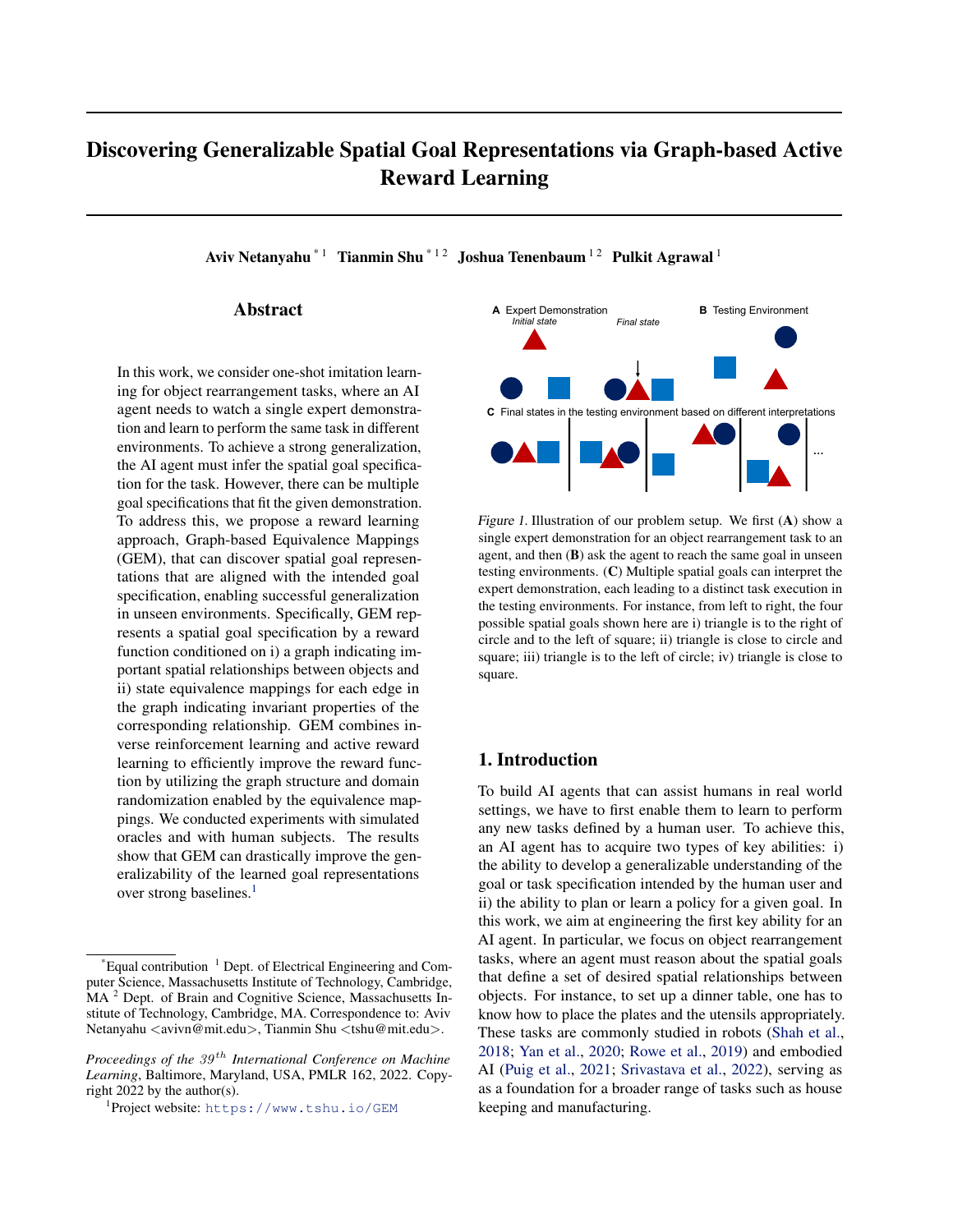# Discovering Generalizable Spatial Goal Representations via Graph-based Active Reward Learning

**Aviv Netanyahu** [* 1] **Tianmin Shu** [* 1 2] **Joshua Tenenbaum** [1 2] **Pulkit Agrawal** [1]

## Abstract

In this work, we consider one-shot imitation learning for object rearrangement tasks, where an AI agent needs to watch a single expert demonstration and learn to perform the same task in different environments. To achieve a strong generalization, the AI agent must infer the spatial goal specification for the task. However, there can be multiple goal specifications that fit the given demonstration. To address this, we propose a reward learning approach, Graph-based Equivalence Mappings (GEM), that can discover spatial goal representations that are aligned with the intended goal specification, enabling successful generalization in unseen environments. Specifically, GEM represents a spatial goal specification by a reward function conditioned on i) a graph indicating important spatial relationships between objects and ii) state equivalence mappings for each edge in the graph indicating invariant properties of the corresponding relationship. GEM combines inverse reinforcement learning and active reward learning to efficiently improve the reward function by utilizing the graph structure and domain randomization enabled by the equivalence mappings. We conducted experiments with simulated oracles and with human subjects. The results show that GEM can drastically improve the generalizability of the learned goal representations over strong baselines.[1]

A Expert Demonstration — *Initial state* — *Final state*

B Testing Environment

C Final states in the testing environment based on different interpretations

*Figure 1.* Illustration of our problem setup. We first (**A**) show a single expert demonstration for an object rearrangement task to an agent, and then (**B**) ask the agent to reach the same goal in unseen testing environments. (**C**) Multiple spatial goals can interpret the expert demonstration, each leading to a distinct task execution in the testing environments. For instance, from left to right, the four possible spatial goals shown here are i) triangle is to the right of circle and to the left of square; ii) triangle is close to circle and square; iii) triangle is to the left of circle; iv) triangle is close to square.

## 1. Introduction

To build AI agents that can assist humans in real world settings, we have to first enable them to learn to perform any new tasks defined by a human user. To achieve this, an AI agent has to acquire two types of key abilities: i) the ability to develop a generalizable understanding of the goal or task specification intended by the human user and ii) the ability to plan or learn a policy for a given goal. In this work, we aim at engineering the first key ability for an AI agent. In particular, we focus on object rearrangement tasks, where an agent must reason about the spatial goals that define a set of desired spatial relationships between objects. For instance, to set up a dinner table, one has to know how to place the plates and the utensils appropriately. These tasks are commonly studied in robots (Shah et al., 2018; Yan et al., 2020; Rowe et al., 2019) and embodied AI (Puig et al., 2021; Srivastava et al., 2022), serving as as a foundation for a broader range of tasks such as house keeping and manufacturing.

---

[*]Equal contribution [1] Dept. of Electrical Engineering and Computer Science, Massachusetts Institute of Technology, Cambridge, MA [2] Dept. of Brain and Cognitive Science, Massachusetts Institute of Technology, Cambridge, MA. Correspondence to: Aviv Netanyahu <avivn@mit.edu>, Tianmin Shu <tshu@mit.edu>.

*Proceedings of the 39th International Conference on Machine Learning*, Baltimore, Maryland, USA, PMLR 162, 2022. Copyright 2022 by the author(s).

[1]Project website: https://www.tshu.io/GEM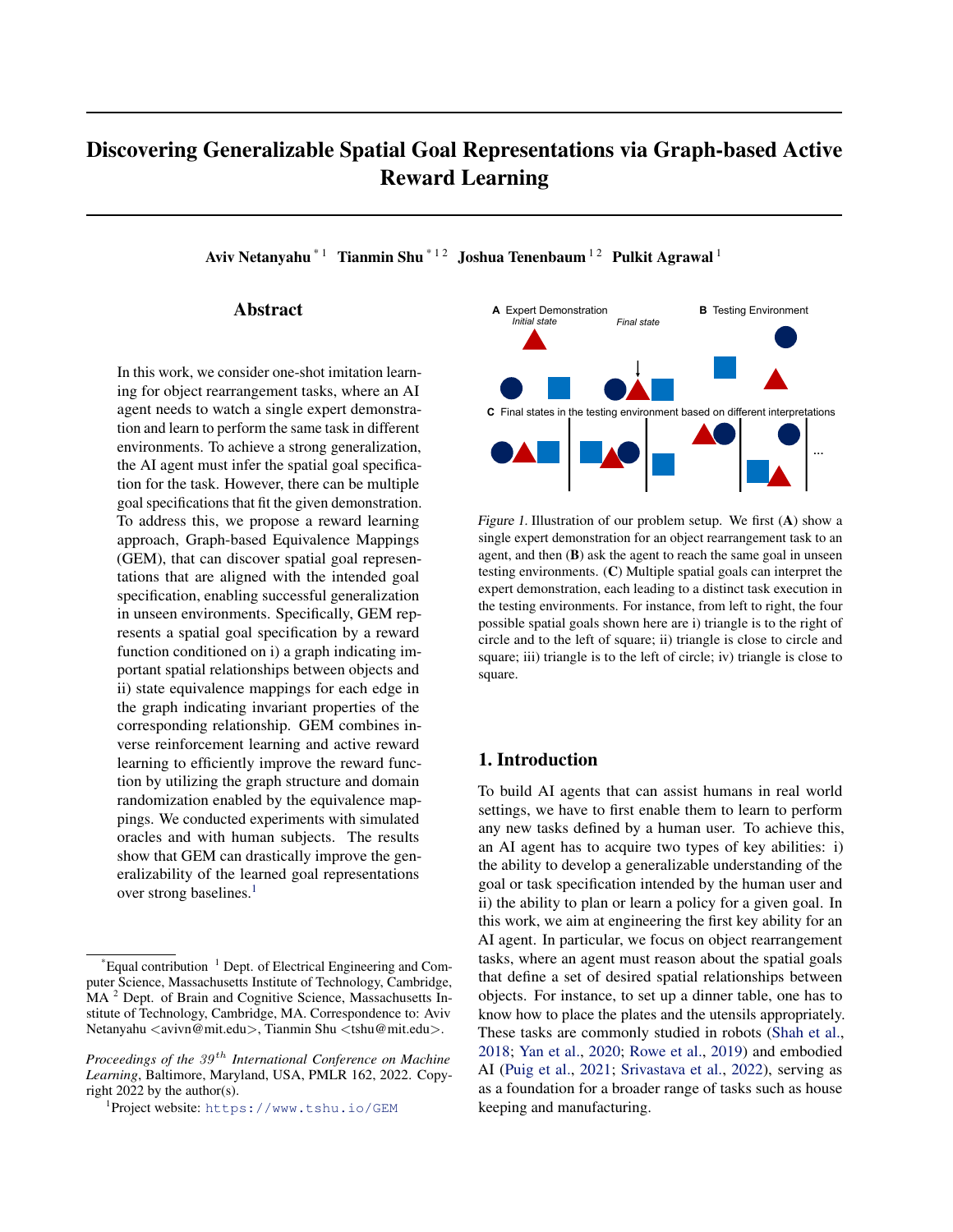# Discovering Generalizable Spatial Goal Representations via Graph-based Active Reward Learning

**Aviv Netanyahu** [*1] **Tianmin Shu** [*1 2] **Joshua Tenenbaum** [1 2] **Pulkit Agrawal** [1]

## Abstract

In this work, we consider one-shot imitation learning for object rearrangement tasks, where an AI agent needs to watch a single expert demonstration and learn to perform the same task in different environments. To achieve a strong generalization, the AI agent must infer the spatial goal specification for the task. However, there can be multiple goal specifications that fit the given demonstration. To address this, we propose a reward learning approach, Graph-based Equivalence Mappings (GEM), that can discover spatial goal representations that are aligned with the intended goal specification, enabling successful generalization in unseen environments. Specifically, GEM represents a spatial goal specification by a reward function conditioned on i) a graph indicating important spatial relationships between objects and ii) state equivalence mappings for each edge in the graph indicating invariant properties of the corresponding relationship. GEM combines inverse reinforcement learning and active reward learning to efficiently improve the reward function by utilizing the graph structure and domain randomization enabled by the equivalence mappings. We conducted experiments with simulated oracles and with human subjects. The results show that GEM can drastically improve the generalizability of the learned goal representations over strong baselines.[1]

A Expert Demonstration — *Initial state* — *Final state*

B Testing Environment

C Final states in the testing environment based on different interpretations

*Figure 1.* Illustration of our problem setup. We first (**A**) show a single expert demonstration for an object rearrangement task to an agent, and then (**B**) ask the agent to reach the same goal in unseen testing environments. (**C**) Multiple spatial goals can interpret the expert demonstration, each leading to a distinct task execution in the testing environments. For instance, from left to right, the four possible spatial goals shown here are i) triangle is to the right of circle and to the left of square; ii) triangle is close to circle and square; iii) triangle is to the left of circle; iv) triangle is close to square.

## 1. Introduction

To build AI agents that can assist humans in real world settings, we have to first enable them to learn to perform any new tasks defined by a human user. To achieve this, an AI agent has to acquire two types of key abilities: i) the ability to develop a generalizable understanding of the goal or task specification intended by the human user and ii) the ability to plan or learn a policy for a given goal. In this work, we aim at engineering the first key ability for an AI agent. In particular, we focus on object rearrangement tasks, where an agent must reason about the spatial goals that define a set of desired spatial relationships between objects. For instance, to set up a dinner table, one has to know how to place the plates and the utensils appropriately. These tasks are commonly studied in robots (Shah et al., 2018; Yan et al., 2020; Rowe et al., 2019) and embodied AI (Puig et al., 2021; Srivastava et al., 2022), serving as as a foundation for a broader range of tasks such as house keeping and manufacturing.

---

[*]Equal contribution [1] Dept. of Electrical Engineering and Computer Science, Massachusetts Institute of Technology, Cambridge, MA [2] Dept. of Brain and Cognitive Science, Massachusetts Institute of Technology, Cambridge, MA. Correspondence to: Aviv Netanyahu <avivn@mit.edu>, Tianmin Shu <tshu@mit.edu>.

*Proceedings of the 39th International Conference on Machine Learning*, Baltimore, Maryland, USA, PMLR 162, 2022. Copyright 2022 by the author(s).

[1]Project website: https://www.tshu.io/GEM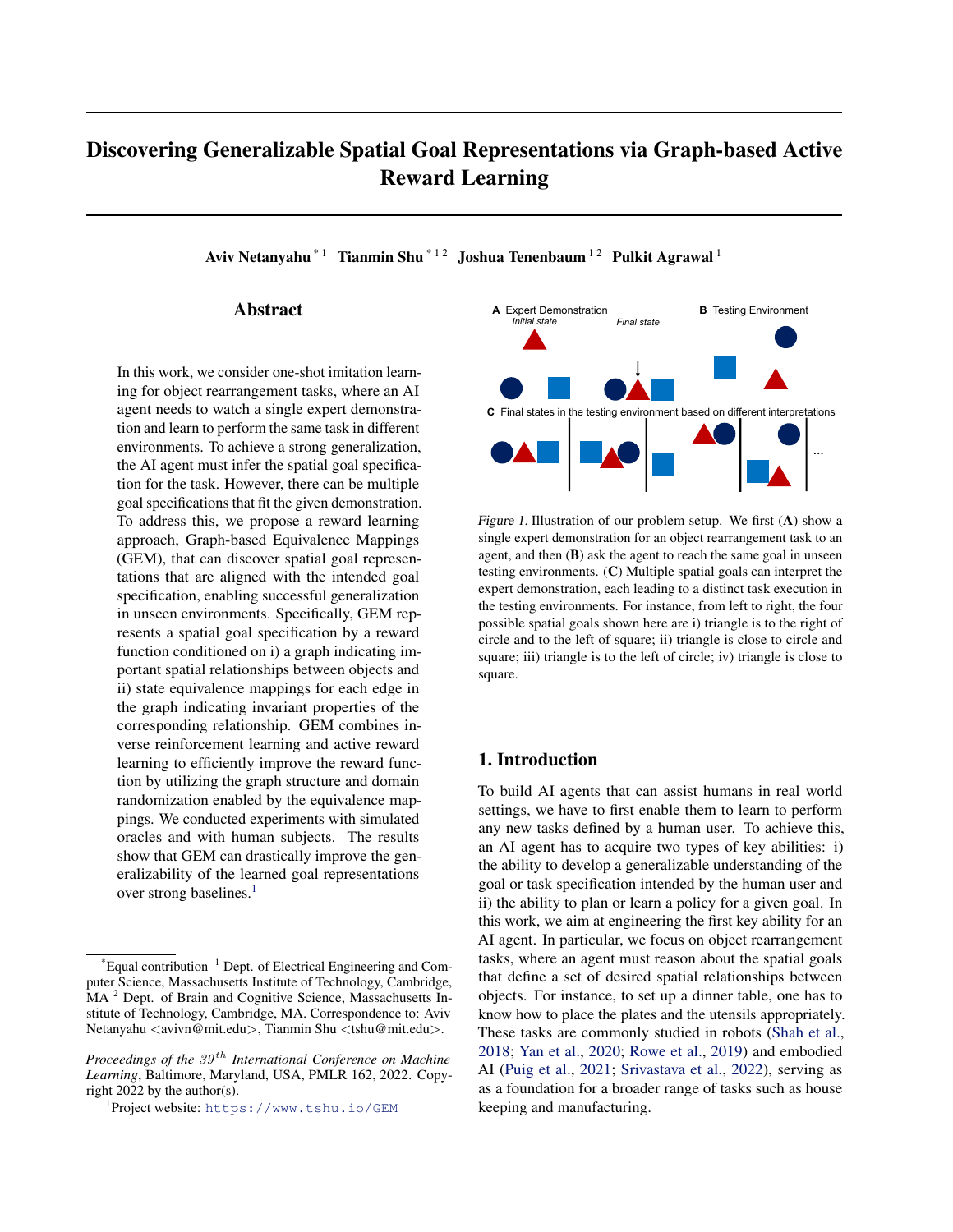# Discovering Generalizable Spatial Goal Representations via Graph-based Active Reward Learning

**Aviv Netanyahu** [*1] **Tianmin Shu** [*1 2] **Joshua Tenenbaum** [1 2] **Pulkit Agrawal** [1]

## Abstract

In this work, we consider one-shot imitation learning for object rearrangement tasks, where an AI agent needs to watch a single expert demonstration and learn to perform the same task in different environments. To achieve a strong generalization, the AI agent must infer the spatial goal specification for the task. However, there can be multiple goal specifications that fit the given demonstration. To address this, we propose a reward learning approach, Graph-based Equivalence Mappings (GEM), that can discover spatial goal representations that are aligned with the intended goal specification, enabling successful generalization in unseen environments. Specifically, GEM represents a spatial goal specification by a reward function conditioned on i) a graph indicating important spatial relationships between objects and ii) state equivalence mappings for each edge in the graph indicating invariant properties of the corresponding relationship. GEM combines inverse reinforcement learning and active reward learning to efficiently improve the reward function by utilizing the graph structure and domain randomization enabled by the equivalence mappings. We conducted experiments with simulated oracles and with human subjects. The results show that GEM can drastically improve the generalizability of the learned goal representations over strong baselines.[1]

Figure 1. Illustration of our problem setup. We first (**A**) show a single expert demonstration for an object rearrangement task to an agent, and then (**B**) ask the agent to reach the same goal in unseen testing environments. (**C**) Multiple spatial goals can interpret the expert demonstration, each leading to a distinct task execution in the testing environments. For instance, from left to right, the four possible spatial goals shown here are i) triangle is to the right of circle and to the left of square; ii) triangle is close to circle and square; iii) triangle is to the left of circle; iv) triangle is close to square.

## 1. Introduction

To build AI agents that can assist humans in real world settings, we have to first enable them to learn to perform any new tasks defined by a human user. To achieve this, an AI agent has to acquire two types of key abilities: i) the ability to develop a generalizable understanding of the goal or task specification intended by the human user and ii) the ability to plan or learn a policy for a given goal. In this work, we aim at engineering the first key ability for an AI agent. In particular, we focus on object rearrangement tasks, where an agent must reason about the spatial goals that define a set of desired spatial relationships between objects. For instance, to set up a dinner table, one has to know how to place the plates and the utensils appropriately. These tasks are commonly studied in robots (Shah et al., 2018; Yan et al., 2020; Rowe et al., 2019) and embodied AI (Puig et al., 2021; Srivastava et al., 2022), serving as as a foundation for a broader range of tasks such as house keeping and manufacturing.

---

*Equal contribution [1] Dept. of Electrical Engineering and Computer Science, Massachusetts Institute of Technology, Cambridge, MA [2] Dept. of Brain and Cognitive Science, Massachusetts Institute of Technology, Cambridge, MA. Correspondence to: Aviv Netanyahu <avivn@mit.edu>, Tianmin Shu <tshu@mit.edu>.

*Proceedings of the 39th International Conference on Machine Learning*, Baltimore, Maryland, USA, PMLR 162, 2022. Copyright 2022 by the author(s).

[1] Project website: https://www.tshu.io/GEM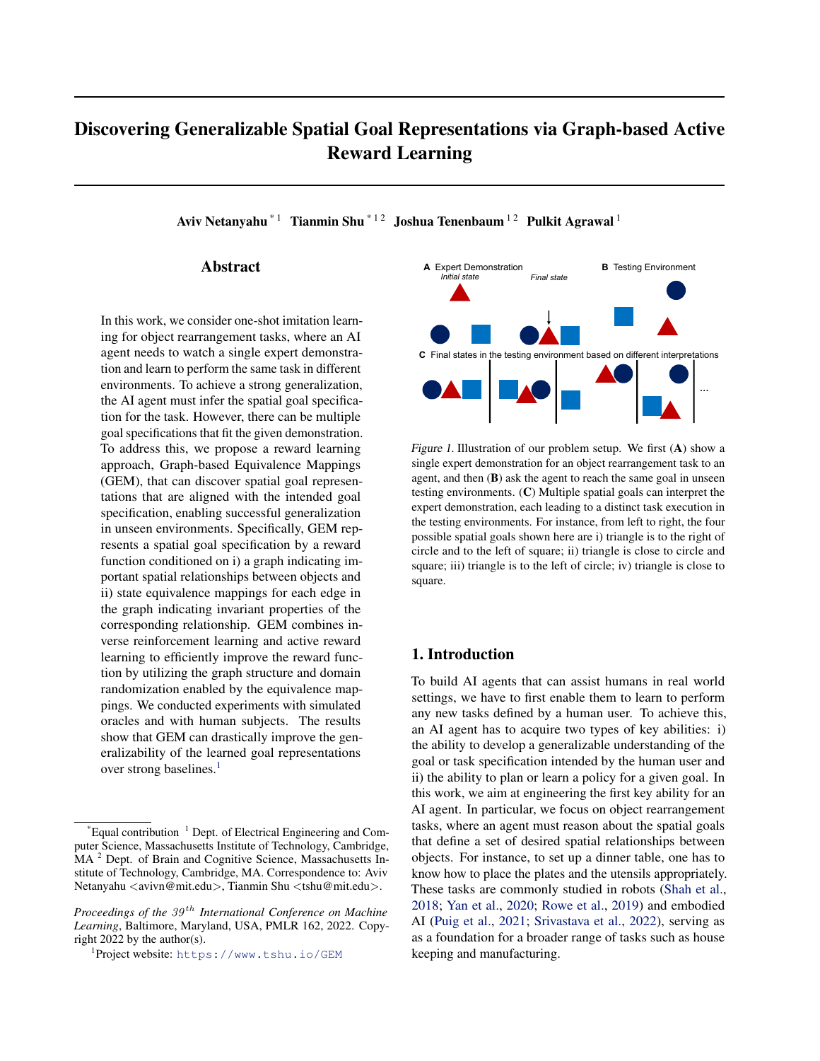# Discovering Generalizable Spatial Goal Representations via Graph-based Active Reward Learning

**Aviv Netanyahu** [*1] **Tianmin Shu** [*1 2] **Joshua Tenenbaum** [1 2] **Pulkit Agrawal** [1]

## Abstract

In this work, we consider one-shot imitation learning for object rearrangement tasks, where an AI agent needs to watch a single expert demonstration and learn to perform the same task in different environments. To achieve a strong generalization, the AI agent must infer the spatial goal specification for the task. However, there can be multiple goal specifications that fit the given demonstration. To address this, we propose a reward learning approach, Graph-based Equivalence Mappings (GEM), that can discover spatial goal representations that are aligned with the intended goal specification, enabling successful generalization in unseen environments. Specifically, GEM represents a spatial goal specification by a reward function conditioned on i) a graph indicating important spatial relationships between objects and ii) state equivalence mappings for each edge in the graph indicating invariant properties of the corresponding relationship. GEM combines inverse reinforcement learning and active reward learning to efficiently improve the reward function by utilizing the graph structure and domain randomization enabled by the equivalence mappings. We conducted experiments with simulated oracles and with human subjects. The results show that GEM can drastically improve the generalizability of the learned goal representations over strong baselines.[1]

A Expert Demonstration — *Initial state* — *Final state*

B Testing Environment

C Final states in the testing environment based on different interpretations

*Figure 1.* Illustration of our problem setup. We first (**A**) show a single expert demonstration for an object rearrangement task to an agent, and then (**B**) ask the agent to reach the same goal in unseen testing environments. (**C**) Multiple spatial goals can interpret the expert demonstration, each leading to a distinct task execution in the testing environments. For instance, from left to right, the four possible spatial goals shown here are i) triangle is to the right of circle and to the left of square; ii) triangle is close to circle and square; iii) triangle is to the left of circle; iv) triangle is close to square.

## 1. Introduction

To build AI agents that can assist humans in real world settings, we have to first enable them to learn to perform any new tasks defined by a human user. To achieve this, an AI agent has to acquire two types of key abilities: i) the ability to develop a generalizable understanding of the goal or task specification intended by the human user and ii) the ability to plan or learn a policy for a given goal. In this work, we aim at engineering the first key ability for an AI agent. In particular, we focus on object rearrangement tasks, where an agent must reason about the spatial goals that define a set of desired spatial relationships between objects. For instance, to set up a dinner table, one has to know how to place the plates and the utensils appropriately. These tasks are commonly studied in robots (Shah et al., 2018; Yan et al., 2020; Rowe et al., 2019) and embodied AI (Puig et al., 2021; Srivastava et al., 2022), serving as as a foundation for a broader range of tasks such as house keeping and manufacturing.

---

[*] Equal contribution [1] Dept. of Electrical Engineering and Computer Science, Massachusetts Institute of Technology, Cambridge, MA [2] Dept. of Brain and Cognitive Science, Massachusetts Institute of Technology, Cambridge, MA. Correspondence to: Aviv Netanyahu <avivn@mit.edu>, Tianmin Shu <tshu@mit.edu>.

*Proceedings of the 39th International Conference on Machine Learning*, Baltimore, Maryland, USA, PMLR 162, 2022. Copyright 2022 by the author(s).

[1] Project website: https://www.tshu.io/GEM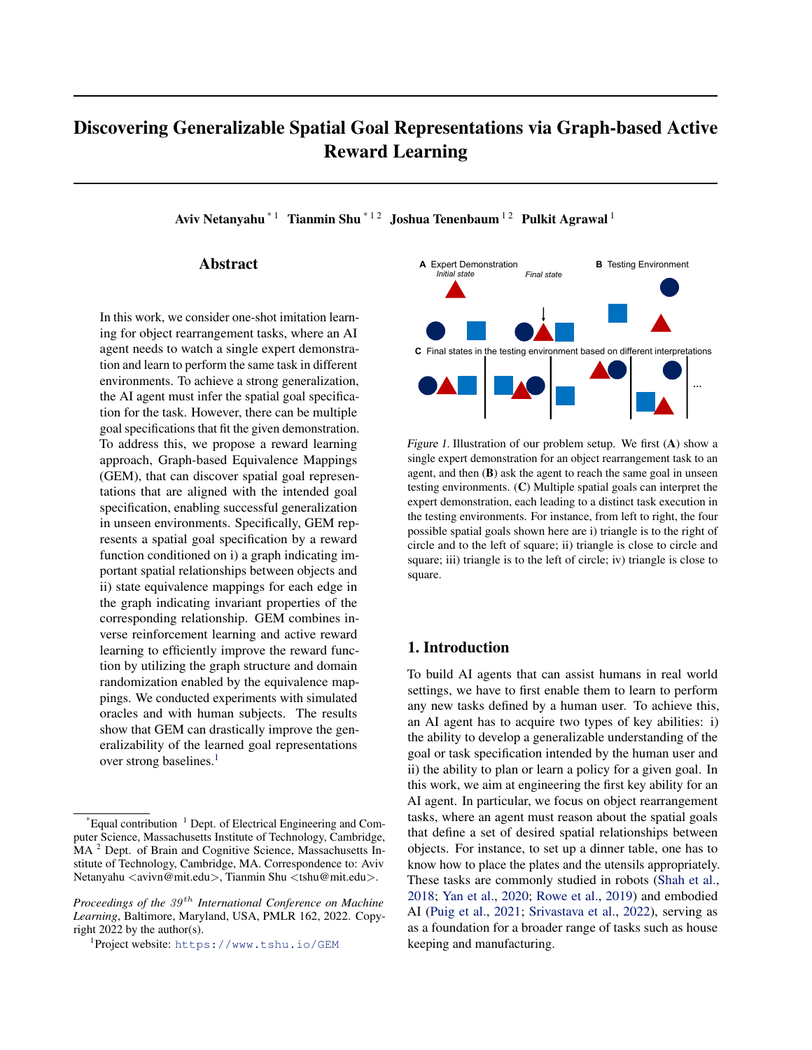# Discovering Generalizable Spatial Goal Representations via Graph-based Active Reward Learning

**Aviv Netanyahu** [*1] **Tianmin Shu** [*1 2] **Joshua Tenenbaum** [1 2] **Pulkit Agrawal** [1]

## Abstract

In this work, we consider one-shot imitation learning for object rearrangement tasks, where an AI agent needs to watch a single expert demonstration and learn to perform the same task in different environments. To achieve a strong generalization, the AI agent must infer the spatial goal specification for the task. However, there can be multiple goal specifications that fit the given demonstration. To address this, we propose a reward learning approach, Graph-based Equivalence Mappings (GEM), that can discover spatial goal representations that are aligned with the intended goal specification, enabling successful generalization in unseen environments. Specifically, GEM represents a spatial goal specification by a reward function conditioned on i) a graph indicating important spatial relationships between objects and ii) state equivalence mappings for each edge in the graph indicating invariant properties of the corresponding relationship. GEM combines inverse reinforcement learning and active reward learning to efficiently improve the reward function by utilizing the graph structure and domain randomization enabled by the equivalence mappings. We conducted experiments with simulated oracles and with human subjects. The results show that GEM can drastically improve the generalizability of the learned goal representations over strong baselines.[1]

A Expert Demonstration
Initial state
Final state
B Testing Environment
C Final states in the testing environment based on different interpretations
...

*Figure 1.* Illustration of our problem setup. We first (**A**) show a single expert demonstration for an object rearrangement task to an agent, and then (**B**) ask the agent to reach the same goal in unseen testing environments. (**C**) Multiple spatial goals can interpret the expert demonstration, each leading to a distinct task execution in the testing environments. For instance, from left to right, the four possible spatial goals shown here are i) triangle is to the right of circle and to the left of square; ii) triangle is close to circle and square; iii) triangle is to the left of circle; iv) triangle is close to square.

## 1. Introduction

To build AI agents that can assist humans in real world settings, we have to first enable them to learn to perform any new tasks defined by a human user. To achieve this, an AI agent has to acquire two types of key abilities: i) the ability to develop a generalizable understanding of the goal or task specification intended by the human user and ii) the ability to plan or learn a policy for a given goal. In this work, we aim at engineering the first key ability for an AI agent. In particular, we focus on object rearrangement tasks, where an agent must reason about the spatial goals that define a set of desired spatial relationships between objects. For instance, to set up a dinner table, one has to know how to place the plates and the utensils appropriately. These tasks are commonly studied in robots (Shah et al., 2018; Yan et al., 2020; Rowe et al., 2019) and embodied AI (Puig et al., 2021; Srivastava et al., 2022), serving as as a foundation for a broader range of tasks such as house keeping and manufacturing.

---

*Equal contribution [1] Dept. of Electrical Engineering and Computer Science, Massachusetts Institute of Technology, Cambridge, MA [2] Dept. of Brain and Cognitive Science, Massachusetts Institute of Technology, Cambridge, MA. Correspondence to: Aviv Netanyahu <avivn@mit.edu>, Tianmin Shu <tshu@mit.edu>.

*Proceedings of the 39th International Conference on Machine Learning*, Baltimore, Maryland, USA, PMLR 162, 2022. Copyright 2022 by the author(s).

[1] Project website: https://www.tshu.io/GEM